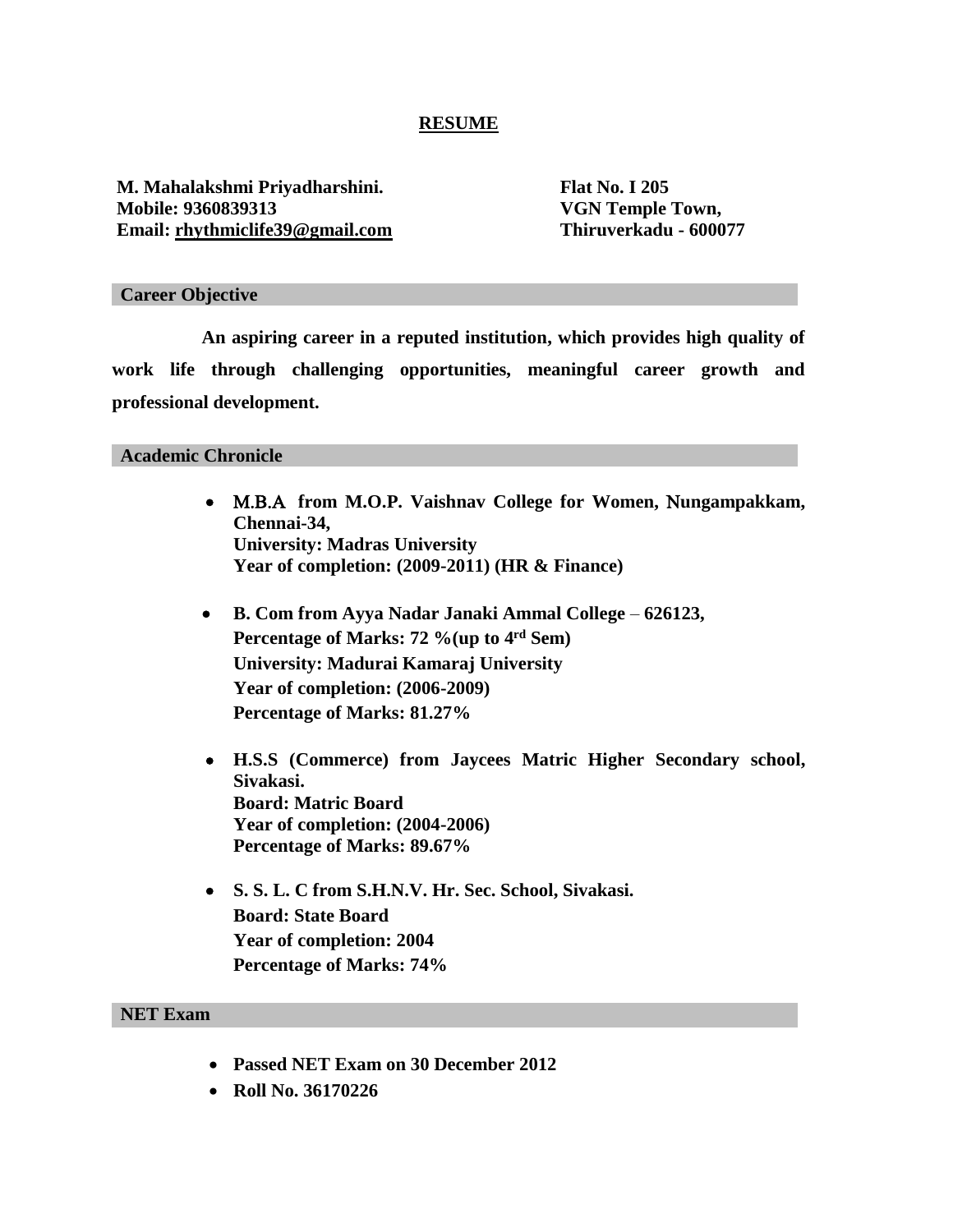# RESUME

**M. Mahalakshmi Priyadharshini.**
**Mobile: 9360839313**
**Email: rhythmiclife39@gmail.com**

**Flat No. I 205**
**VGN Temple Town,**
**Thiruverkadu - 600077**

## Career Objective

**An aspiring career in a reputed institution, which provides high quality of work life through challenging opportunities, meaningful career growth and professional development.**

## Academic Chronicle

- **M.B.A from M.O.P. Vaishnav College for Women, Nungampakkam, Chennai-34,**
  **University: Madras University**
  **Year of completion: (2009-2011) (HR & Finance)**

- **B. Com from Ayya Nadar Janaki Ammal College – 626123,**
  **Percentage of Marks: 72 %(up to 4rd Sem)**
  **University: Madurai Kamaraj University**
  **Year of completion: (2006-2009)**
  **Percentage of Marks: 81.27%**

- **H.S.S (Commerce) from Jaycees Matric Higher Secondary school, Sivakasi.**
  **Board: Matric Board**
  **Year of completion: (2004-2006)**
  **Percentage of Marks: 89.67%**

- **S. S. L. C from S.H.N.V. Hr. Sec. School, Sivakasi.**
  **Board: State Board**
  **Year of completion: 2004**
  **Percentage of Marks: 74%**

## NET Exam

- **Passed NET Exam on 30 December 2012**
- **Roll No. 36170226**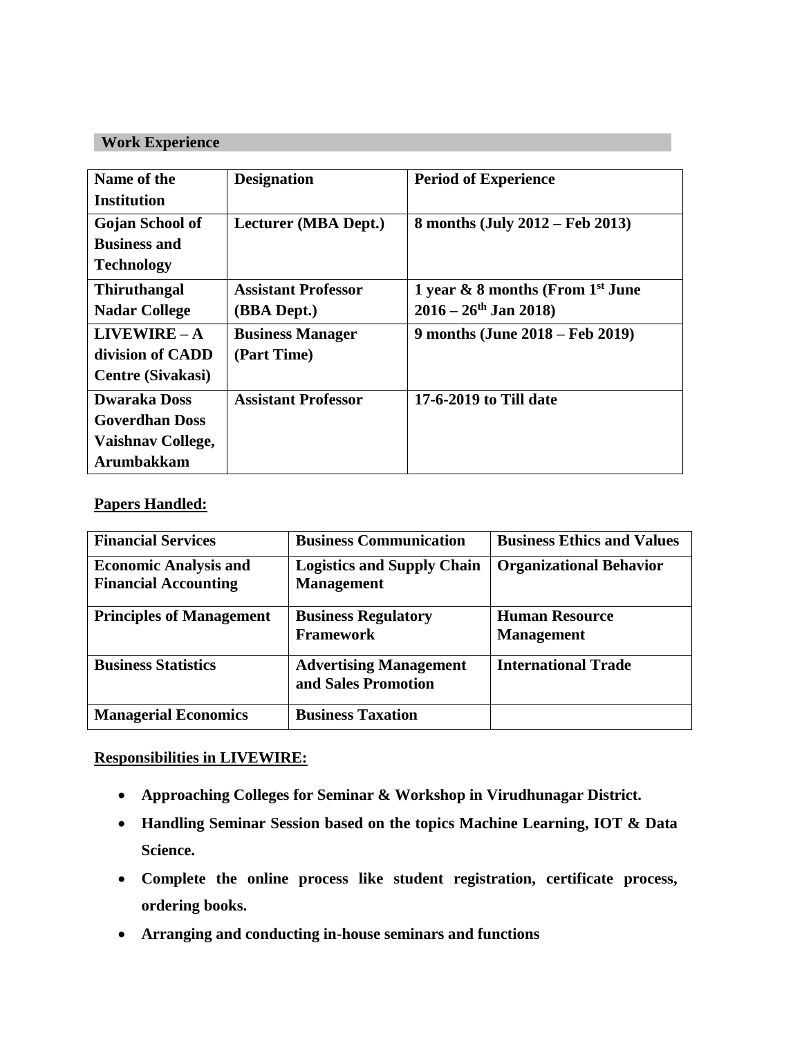## Work Experience

| Name of the Institution | Designation | Period of Experience |
|---|---|---|
| Gojan School of Business and Technology | Lecturer (MBA Dept.) | 8 months (July 2012 – Feb 2013) |
| Thiruthangal Nadar College | Assistant Professor (BBA Dept.) | 1 year & 8 months (From 1st June 2016 – 26th Jan 2018) |
| LIVEWIRE – A division of CADD Centre (Sivakasi) | Business Manager (Part Time) | 9 months (June 2018 – Feb 2019) |
| Dwaraka Doss Goverdhan Doss Vaishnav College, Arumbakkam | Assistant Professor | 17-6-2019 to Till date |

**Papers Handled:**

| Financial Services | Business Communication | Business Ethics and Values |
|---|---|---|
| Economic Analysis and Financial Accounting | Logistics and Supply Chain Management | Organizational Behavior |
| Principles of Management | Business Regulatory Framework | Human Resource Management |
| Business Statistics | Advertising Management and Sales Promotion | International Trade |
| Managerial Economics | Business Taxation | |

**Responsibilities in LIVEWIRE:**

- **Approaching Colleges for Seminar & Workshop in Virudhunagar District.**
- **Handling Seminar Session based on the topics Machine Learning, IOT & Data Science.**
- **Complete the online process like student registration, certificate process, ordering books.**
- **Arranging and conducting in-house seminars and functions**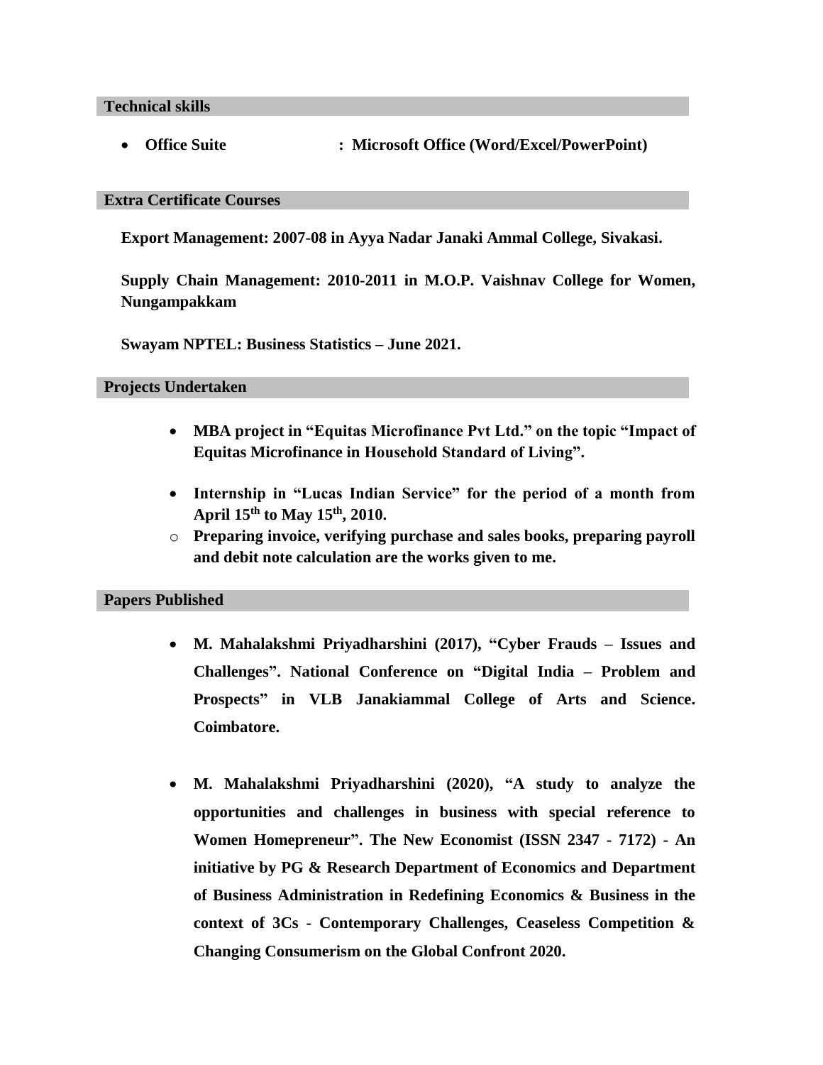## Technical skills

- **Office Suite : Microsoft Office (Word/Excel/PowerPoint)**

## Extra Certificate Courses

**Export Management: 2007-08 in Ayya Nadar Janaki Ammal College, Sivakasi.**

**Supply Chain Management: 2010-2011 in M.O.P. Vaishnav College for Women, Nungampakkam**

**Swayam NPTEL: Business Statistics – June 2021.**

## Projects Undertaken

- **MBA project in "Equitas Microfinance Pvt Ltd." on the topic "Impact of Equitas Microfinance in Household Standard of Living".**
- **Internship in "Lucas Indian Service" for the period of a month from April 15th to May 15th, 2010.**
  - **Preparing invoice, verifying purchase and sales books, preparing payroll and debit note calculation are the works given to me.**

## Papers Published

- **M. Mahalakshmi Priyadharshini (2017), "Cyber Frauds – Issues and Challenges". National Conference on "Digital India – Problem and Prospects" in VLB Janakiammal College of Arts and Science. Coimbatore.**

- **M. Mahalakshmi Priyadharshini (2020), "A study to analyze the opportunities and challenges in business with special reference to Women Homepreneur". The New Economist (ISSN 2347 - 7172) - An initiative by PG & Research Department of Economics and Department of Business Administration in Redefining Economics & Business in the context of 3Cs - Contemporary Challenges, Ceaseless Competition & Changing Consumerism on the Global Confront 2020.**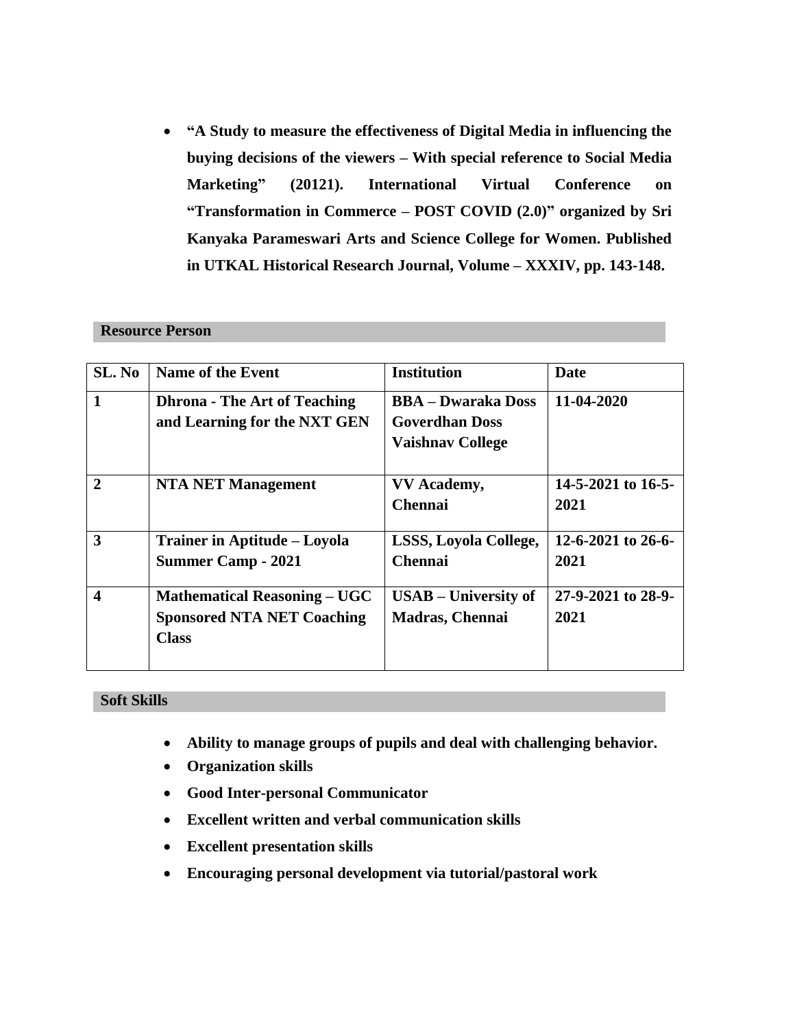- **"A Study to measure the effectiveness of Digital Media in influencing the buying decisions of the viewers – With special reference to Social Media Marketing" (20121). International Virtual Conference on "Transformation in Commerce – POST COVID (2.0)" organized by Sri Kanyaka Parameswari Arts and Science College for Women. Published in UTKAL Historical Research Journal, Volume – XXXIV, pp. 143-148.**

## Resource Person

| SL. No | Name of the Event | Institution | Date |
|---|---|---|---|
| **1** | **Dhrona - The Art of Teaching and Learning for the NXT GEN** | **BBA – Dwaraka Doss Goverdhan Doss Vaishnav College** | **11-04-2020** |
| **2** | **NTA NET Management** | **VV Academy, Chennai** | **14-5-2021 to 16-5-2021** |
| **3** | **Trainer in Aptitude – Loyola Summer Camp - 2021** | **LSSS, Loyola College, Chennai** | **12-6-2021 to 26-6-2021** |
| **4** | **Mathematical Reasoning – UGC Sponsored NTA NET Coaching Class** | **USAB – University of Madras, Chennai** | **27-9-2021 to 28-9-2021** |

## Soft Skills

- **Ability to manage groups of pupils and deal with challenging behavior.**
- **Organization skills**
- **Good Inter-personal Communicator**
- **Excellent written and verbal communication skills**
- **Excellent presentation skills**
- **Encouraging personal development via tutorial/pastoral work**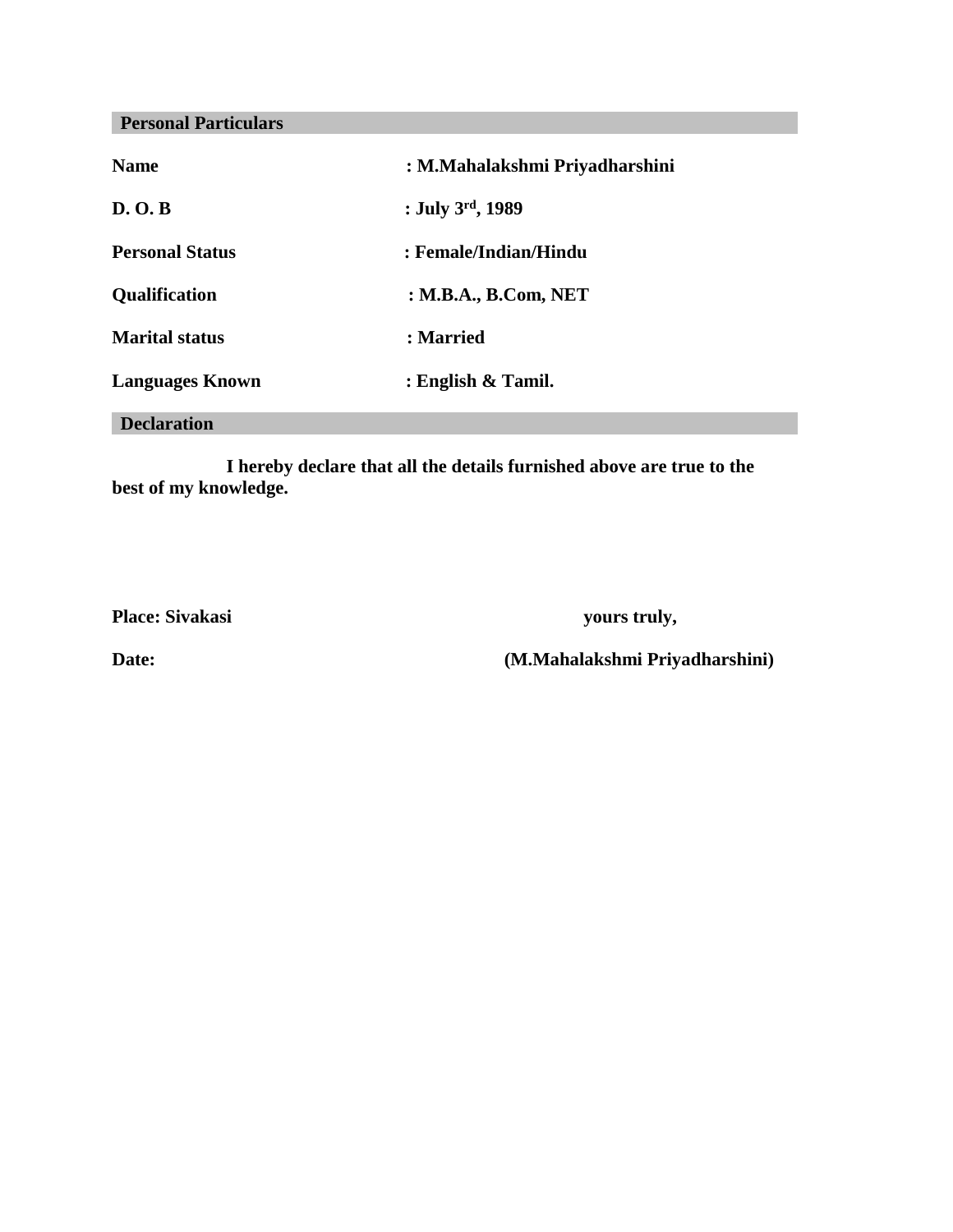## Personal Particulars

**Name** : **M.Mahalakshmi Priyadharshini**

**D. O. B** : **July 3rd, 1989**

**Personal Status** : **Female/Indian/Hindu**

**Qualification** : **M.B.A., B.Com, NET**

**Marital status** : **Married**

**Languages Known** : **English & Tamil.**

## Declaration

**I hereby declare that all the details furnished above are true to the best of my knowledge.**

**Place: Sivakasi** **yours truly,**

**Date:** **(M.Mahalakshmi Priyadharshini)**